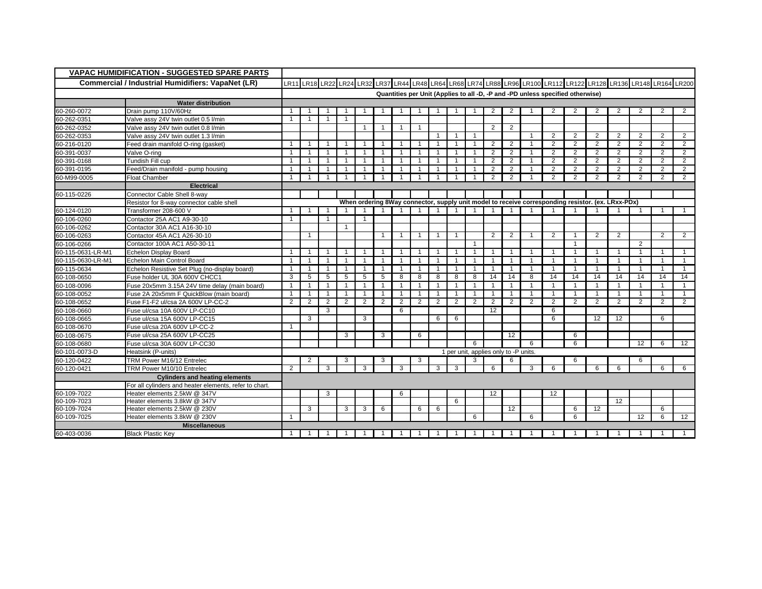| VAPAC HUMIDIFICATION - SUGGESTED SPARE PARTS | | | | | | | | | | | | | | | | | | | | | | |
|---|---|---|---|---|---|---|---|---|---|---|---|---|---|---|---|---|---|---|---|---|---|---|
| **Commercial / Industrial Humidifiers: VapaNet (LR)** | | LR11 | LR18 | LR22 | LR24 | LR32 | LR37 | LR44 | LR48 | LR64 | LR68 | LR74 | LR88 | LR96 | LR100 | LR112 | LR122 | LR128 | LR136 | LR148 | LR164 | LR200 |
| | | **Quantities per Unit (Applies to all -D, -P and -PD unless specified otherwise)** | | | | | | | | | | | | | | | | | | | | |
| | **Water distribution** | | | | | | | | | | | | | | | | | | | | | |
| 60-260-0072 | Drain pump 110V/60Hz | 1 | 1 | 1 | 1 | 1 | 1 | 1 | 1 | 1 | 1 | 1 | 2 | 2 | 1 | 2 | 2 | 2 | 2 | 2 | 2 | 2 |
| 60-262-0351 | Valve assy 24V twin outlet 0.5 l/min | 1 | 1 | 1 | 1 | | | | | | | | | | | | | | | | | |
| 60-262-0352 | Valve assy 24V twin outlet 0.8 l/min | | | | | 1 | 1 | 1 | 1 | | | | 2 | 2 | | | | | | | | |
| 60-262-0353 | Valve assy 24V twin outlet 1.3 l/min | | | | | | | | | 1 | 1 | 1 | | | 1 | 2 | 2 | 2 | 2 | 2 | 2 | 2 |
| 60-216-0120 | Feed drain manifold O-ring (gasket) | 1 | 1 | 1 | 1 | 1 | 1 | 1 | 1 | 1 | 1 | 1 | 2 | 2 | 1 | 2 | 2 | 2 | 2 | 2 | 2 | 2 |
| 60-391-0037 | Valve O-ring | 1 | 1 | 1 | 1 | 1 | 1 | 1 | 1 | 1 | 1 | 1 | 2 | 2 | 1 | 2 | 2 | 2 | 2 | 2 | 2 | 2 |
| 60-391-0168 | Tundish Fill cup | 1 | 1 | 1 | 1 | 1 | 1 | 1 | 1 | 1 | 1 | 1 | 2 | 2 | 1 | 2 | 2 | 2 | 2 | 2 | 2 | 2 |
| 60-391-0195 | Feed/Drain manifold - pump housing | 1 | 1 | 1 | 1 | 1 | 1 | 1 | 1 | 1 | 1 | 1 | 2 | 2 | 1 | 2 | 2 | 2 | 2 | 2 | 2 | 2 |
| 60-M99-0005 | Float Chamber | 1 | 1 | 1 | 1 | 1 | 1 | 1 | 1 | 1 | 1 | 1 | 2 | 2 | 1 | 2 | 2 | 2 | 2 | 2 | 2 | 2 |
| | **Electrical** | | | | | | | | | | | | | | | | | | | | | |
| 60-115-0226 | Connector Cable Shell 8-way | | | | | | | | | | | | | | | | | | | | | |
| | Resistor for 8-way connector cable shell | **When ordering 8Way connector, supply unit model to receive corresponding resistor. (ex. LRxx-PDx)** | | | | | | | | | | | | | | | | | | | | |
| 60-124-0120 | Transformer 208-600 V | 1 | 1 | 1 | 1 | 1 | 1 | 1 | 1 | 1 | 1 | 1 | 1 | 1 | 1 | 1 | 1 | 1 | 1 | 1 | 1 | 1 |
| 60-106-0260 | Contactor 25A AC1 A9-30-10 | 1 | | 1 | | 1 | | | | | | | | | | | | | | | | |
| 60-106-0262 | Contactor 30A AC1 A16-30-10 | | | | 1 | | | | | | | | | | | | | | | | | |
| 60-106-0263 | Contactor 45A AC1 A26-30-10 | | 1 | | | | 1 | 1 | 1 | 1 | 1 | | 2 | 2 | 1 | 2 | 1 | 2 | 2 | | 2 | 2 |
| 60-106-0266 | Contactor 100A AC1 A50-30-11 | | | | | | | | | | | 1 | | | | | 1 | | | 2 | | |
| 60-115-0631-LR-M1 | Echelon Display Board | 1 | 1 | 1 | 1 | 1 | 1 | 1 | 1 | 1 | 1 | 1 | 1 | 1 | 1 | 1 | 1 | 1 | 1 | 1 | 1 | 1 |
| 60-115-0630-LR-M1 | Echelon Main Control Board | 1 | 1 | 1 | 1 | 1 | 1 | 1 | 1 | 1 | 1 | 1 | 1 | 1 | 1 | 1 | 1 | 1 | 1 | 1 | 1 | 1 |
| 60-115-0634 | Echelon Resistive Set Plug (no-display board) | 1 | 1 | 1 | 1 | 1 | 1 | 1 | 1 | 1 | 1 | 1 | 1 | 1 | 1 | 1 | 1 | 1 | 1 | 1 | 1 | 1 |
| 60-108-0650 | Fuse holder UL 30A 600V CHCC1 | 3 | 5 | 5 | 5 | 5 | 5 | 8 | 8 | 8 | 8 | 8 | 14 | 14 | 8 | 14 | 14 | 14 | 14 | 14 | 14 | 14 |
| 60-108-0096 | Fuse 20x5mm 3.15A 24V time delay (main board) | 1 | 1 | 1 | 1 | 1 | 1 | 1 | 1 | 1 | 1 | 1 | 1 | 1 | 1 | 1 | 1 | 1 | 1 | 1 | 1 | 1 |
| 60-108-0052 | Fuse 2A 20x5mm F QuickBlow (main board) | 1 | 1 | 1 | 1 | 1 | 1 | 1 | 1 | 1 | 1 | 1 | 1 | 1 | 1 | 1 | 1 | 1 | 1 | 1 | 1 | 1 |
| 60-108-0652 | Fuse F1-F2 ul/csa 2A 600V LP-CC-2 | 2 | 2 | 2 | 2 | 2 | 2 | 2 | 2 | 2 | 2 | 2 | 2 | 2 | 2 | 2 | 2 | 2 | 2 | 2 | 2 | 2 |
| 60-108-0660 | Fuse ul/csa 10A 600V LP-CC10 | | | 3 | | | | 6 | | | | | 12 | | | 6 | | | | | | |
| 60-108-0665 | Fuse ul/csa 15A 600V LP-CC15 | | 3 | | | 3 | | | | 6 | 6 | | | | | 6 | | 12 | 12 | | 6 | |
| 60-108-0670 | Fuse ul/csa 20A 600V LP-CC-2 | 1 | | | | | | | | | | | | | | | | | | | | |
| 60-108-0675 | Fuse ul/csa 25A 600V LP-CC25 | | | | 3 | | 3 | | 6 | | | | | 12 | | | 6 | | | | | |
| 60-108-0680 | Fuse ul/csa 30A 600V LP-CC30 | | | | | | | | | | | 6 | | | 6 | | 6 | | | 12 | 6 | 12 |
| 60-101-0073-D | Heatsink (P-units) | 1 per unit, applies only to -P units. | | | | | | | | | | | | | | | | | | | | |
| 60-120-0422 | TRM Power M16/12 Entrelec | | 2 | | 3 | | 3 | | 3 | | | 3 | | 6 | | | 6 | | | 6 | | |
| 60-120-0421 | TRM Power M10/10 Entrelec | 2 | | 3 | | 3 | | 3 | | 3 | 3 | | 6 | | 3 | 6 | | 6 | 6 | | 6 | 6 |
| | **Cylinders and heating elements** | | | | | | | | | | | | | | | | | | | | | |
| | For all cylinders and heater elements, refer to chart. | | | | | | | | | | | | | | | | | | | | | |
| 60-109-7022 | Heater elements 2.5kW @ 347V | | | 3 | | | | 6 | | | | | 12 | | | 12 | | | | | | |
| 60-109-7023 | Heater elements 3.8kW @ 347V | | | | | | | | | | 6 | | | | | | | | 12 | | | |
| 60-109-7024 | Heater elements 2.5kW @ 230V | | 3 | | 3 | 3 | 6 | | 6 | 6 | | | | 12 | | | 6 | 12 | | | 6 | |
| 60-109-7025 | Heater elements 3.8kW @ 230V | 1 | | | | | | | | | | 6 | | | 6 | | 6 | | | 12 | 6 | 12 |
| | **Miscellaneous** | | | | | | | | | | | | | | | | | | | | | |
| 60-403-0036 | Black Plastic Key | 1 | 1 | 1 | 1 | 1 | 1 | 1 | 1 | 1 | 1 | 1 | 1 | 1 | 1 | 1 | 1 | 1 | 1 | 1 | 1 | 1 |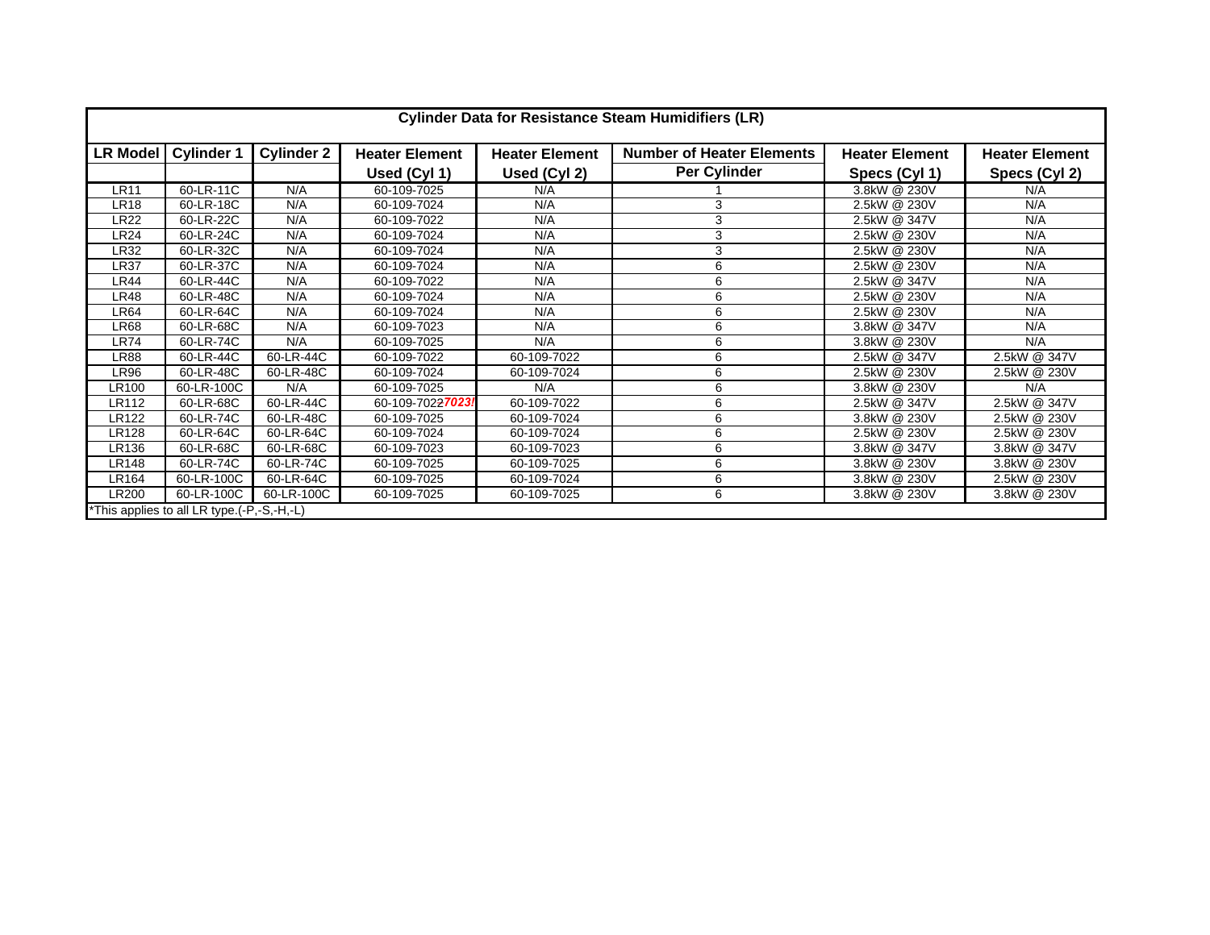| Cylinder Data for Resistance Steam Humidifiers (LR) | | | | | | | |
|---|---|---|---|---|---|---|---|
| **LR Model** | **Cylinder 1** | **Cylinder 2** | **Heater Element Used (Cyl 1)** | **Heater Element Used (Cyl 2)** | **Number of Heater Elements Per Cylinder** | **Heater Element Specs (Cyl 1)** | **Heater Element Specs (Cyl 2)** |
| LR11 | 60-LR-11C | N/A | 60-109-7025 | N/A | 1 | 3.8kW @ 230V | N/A |
| LR18 | 60-LR-18C | N/A | 60-109-7024 | N/A | 3 | 2.5kW @ 230V | N/A |
| LR22 | 60-LR-22C | N/A | 60-109-7022 | N/A | 3 | 2.5kW @ 347V | N/A |
| LR24 | 60-LR-24C | N/A | 60-109-7024 | N/A | 3 | 2.5kW @ 230V | N/A |
| LR32 | 60-LR-32C | N/A | 60-109-7024 | N/A | 3 | 2.5kW @ 230V | N/A |
| LR37 | 60-LR-37C | N/A | 60-109-7024 | N/A | 6 | 2.5kW @ 230V | N/A |
| LR44 | 60-LR-44C | N/A | 60-109-7022 | N/A | 6 | 2.5kW @ 347V | N/A |
| LR48 | 60-LR-48C | N/A | 60-109-7024 | N/A | 6 | 2.5kW @ 230V | N/A |
| LR64 | 60-LR-64C | N/A | 60-109-7024 | N/A | 6 | 2.5kW @ 230V | N/A |
| LR68 | 60-LR-68C | N/A | 60-109-7023 | N/A | 6 | 3.8kW @ 347V | N/A |
| LR74 | 60-LR-74C | N/A | 60-109-7025 | N/A | 6 | 3.8kW @ 230V | N/A |
| LR88 | 60-LR-44C | 60-LR-44C | 60-109-7022 | 60-109-7022 | 6 | 2.5kW @ 347V | 2.5kW @ 347V |
| LR96 | 60-LR-48C | 60-LR-48C | 60-109-7024 | 60-109-7024 | 6 | 2.5kW @ 230V | 2.5kW @ 230V |
| LR100 | 60-LR-100C | N/A | 60-109-7025 | N/A | 6 | 3.8kW @ 230V | N/A |
| LR112 | 60-LR-68C | 60-LR-44C | 60-109-7022***7023!*** | 60-109-7022 | 6 | 2.5kW @ 347V | 2.5kW @ 347V |
| LR122 | 60-LR-74C | 60-LR-48C | 60-109-7025 | 60-109-7024 | 6 | 3.8kW @ 230V | 2.5kW @ 230V |
| LR128 | 60-LR-64C | 60-LR-64C | 60-109-7024 | 60-109-7024 | 6 | 2.5kW @ 230V | 2.5kW @ 230V |
| LR136 | 60-LR-68C | 60-LR-68C | 60-109-7023 | 60-109-7023 | 6 | 3.8kW @ 347V | 3.8kW @ 347V |
| LR148 | 60-LR-74C | 60-LR-74C | 60-109-7025 | 60-109-7025 | 6 | 3.8kW @ 230V | 3.8kW @ 230V |
| LR164 | 60-LR-100C | 60-LR-64C | 60-109-7025 | 60-109-7024 | 6 | 3.8kW @ 230V | 2.5kW @ 230V |
| LR200 | 60-LR-100C | 60-LR-100C | 60-109-7025 | 60-109-7025 | 6 | 3.8kW @ 230V | 3.8kW @ 230V |

*This applies to all LR type.(-P,-S,-H,-L)